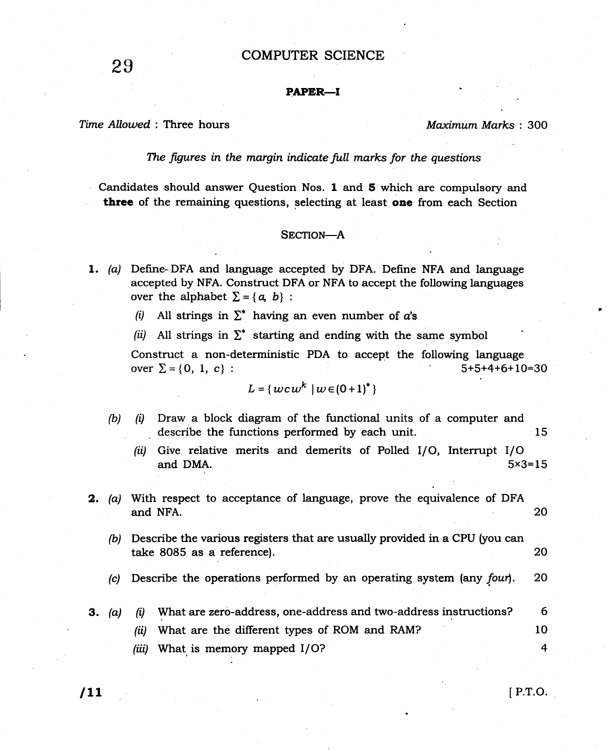# COMPUTER SCIENCE

29

## PAPER—I

*Time Allowed* : Three hours *Maximum Marks* : 300

*The figures in the margin indicate full marks for the questions*

Candidates should answer Question Nos. **1** and **5** which are compulsory and **three** of the remaining questions, selecting at least **one** from each Section

### SECTION—A

**1.** *(a)* Define DFA and language accepted by DFA. Define NFA and language accepted by NFA. Construct DFA or NFA to accept the following languages over the alphabet $\Sigma = \{a, b\}$ :

*(i)* All strings in $\Sigma^*$ having an even number of *a*'s

*(ii)* All strings in $\Sigma^*$ starting and ending with the same symbol

Construct a non-deterministic PDA to accept the following language over $\Sigma = \{0, 1, c\}$ : 5+5+4+6+10=30

$$L = \{wcw^k \mid w \in (0+1)^*\}$$

*(b)* *(i)* Draw a block diagram of the functional units of a computer and describe the functions performed by each unit. 15

*(ii)* Give relative merits and demerits of Polled I/O, Interrupt I/O and DMA. 5×3=15

**2.** *(a)* With respect to acceptance of language, prove the equivalence of DFA and NFA. 20

*(b)* Describe the various registers that are usually provided in a CPU (you can take 8085 as a reference). 20

*(c)* Describe the operations performed by an operating system (any *four*). 20

**3.** *(a)* *(i)* What are zero-address, one-address and two-address instructions? 6

*(ii)* What are the different types of ROM and RAM? 10

*(iii)* What is memory mapped I/O? 4

/11 [ P.T.O.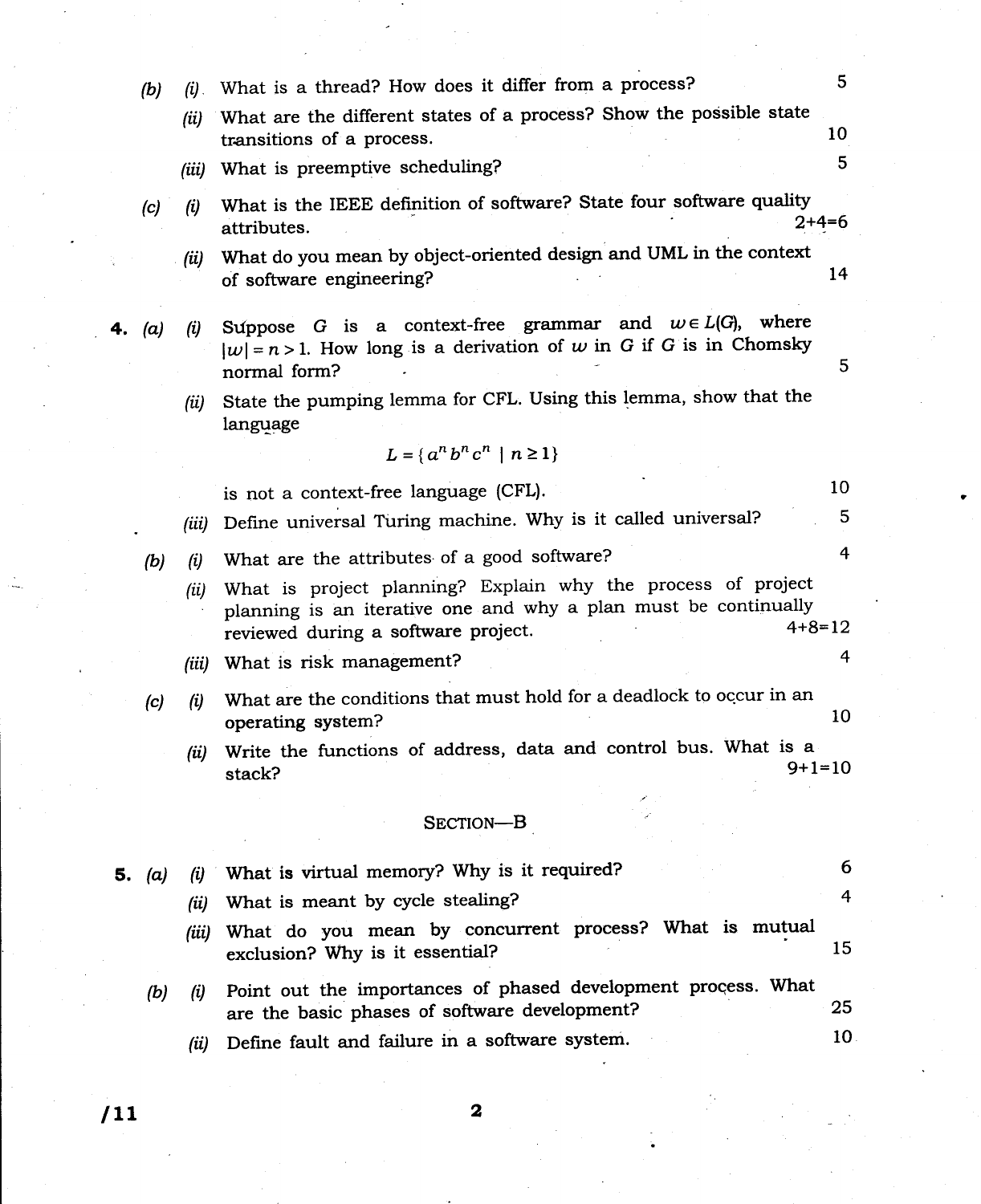(b) (i) What is a thread? How does it differ from a process? 5

(ii) What are the different states of a process? Show the possible state transitions of a process. 10

(iii) What is preemptive scheduling? 5

(c) (i) What is the IEEE definition of software? State four software quality attributes. 2+4=6

(ii) What do you mean by object-oriented design and UML in the context of software engineering? 14

**4.** (a) (i) Suppose $G$ is a context-free grammar and $w \in L(G)$, where $|w| = n > 1$. How long is a derivation of $w$ in $G$ if $G$ is in Chomsky normal form? 5

(ii) State the pumping lemma for CFL. Using this lemma, show that the language

$$L = \{ a^n b^n c^n \mid n \geq 1 \}$$

is not a context-free language (CFL). 10

(iii) Define universal Turing machine. Why is it called universal? 5

(b) (i) What are the attributes of a good software? 4

(ii) What is project planning? Explain why the process of project planning is an iterative one and why a plan must be continually reviewed during a software project. 4+8=12

(iii) What is risk management? 4

(c) (i) What are the conditions that must hold for a deadlock to occur in an operating system? 10

(ii) Write the functions of address, data and control bus. What is a stack? 9+1=10

## SECTION—B

**5.** (a) (i) What is virtual memory? Why is it required? 6

(ii) What is meant by cycle stealing? 4

(iii) What do you mean by concurrent process? What is mutual exclusion? Why is it essential? 15

(b) (i) Point out the importances of phased development process. What are the basic phases of software development? 25

(ii) Define fault and failure in a software system. 10

/11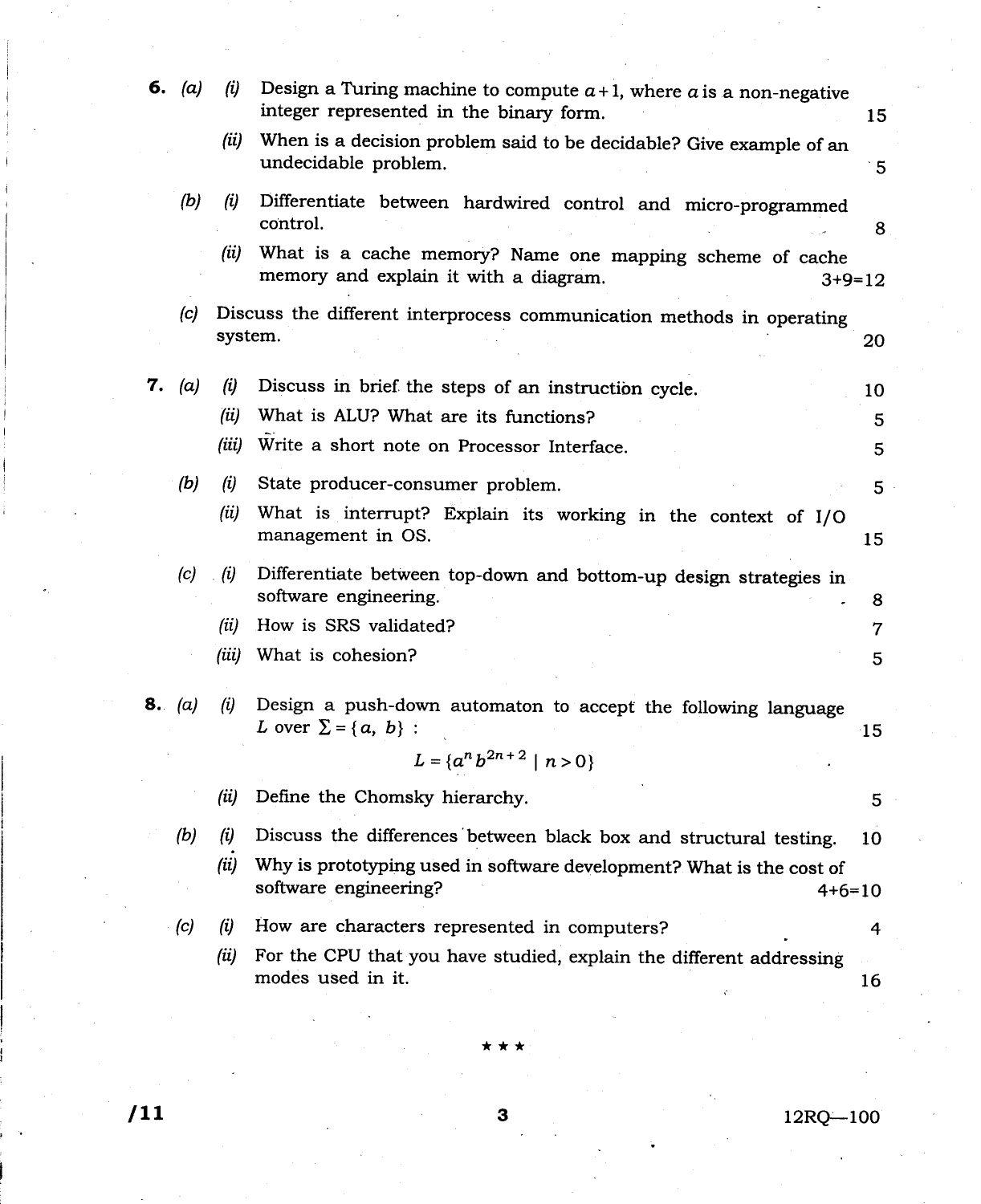6\. (a) (i) Design a Turing machine to compute $a+1$, where $a$ is a non-negative integer represented in the binary form. 15

(ii) When is a decision problem said to be decidable? Give example of an undecidable problem. 5

(b) (i) Differentiate between hardwired control and micro-programmed control. 8

(ii) What is a cache memory? Name one mapping scheme of cache memory and explain it with a diagram. 3+9=12

(c) Discuss the different interprocess communication methods in operating system. 20

7\. (a) (i) Discuss in brief the steps of an instruction cycle. 10

(ii) What is ALU? What are its functions? 5

(iii) Write a short note on Processor Interface. 5

(b) (i) State producer-consumer problem. 5

(ii) What is interrupt? Explain its working in the context of I/O management in OS. 15

(c) (i) Differentiate between top-down and bottom-up design strategies in software engineering. 8

(ii) How is SRS validated? 7

(iii) What is cohesion? 5

8\. (a) (i) Design a push-down automaton to accept the following language $L$ over $\Sigma = \{a, b\}$ : 15

$$L = \{a^n b^{2n+2} \mid n > 0\}$$

(ii) Define the Chomsky hierarchy. 5

(b) (i) Discuss the differences between black box and structural testing. 10

(ii) Why is prototyping used in software development? What is the cost of software engineering? 4+6=10

(c) (i) How are characters represented in computers? 4

(ii) For the CPU that you have studied, explain the different addressing modes used in it. 16

★ ★ ★

/11 12RQ—100